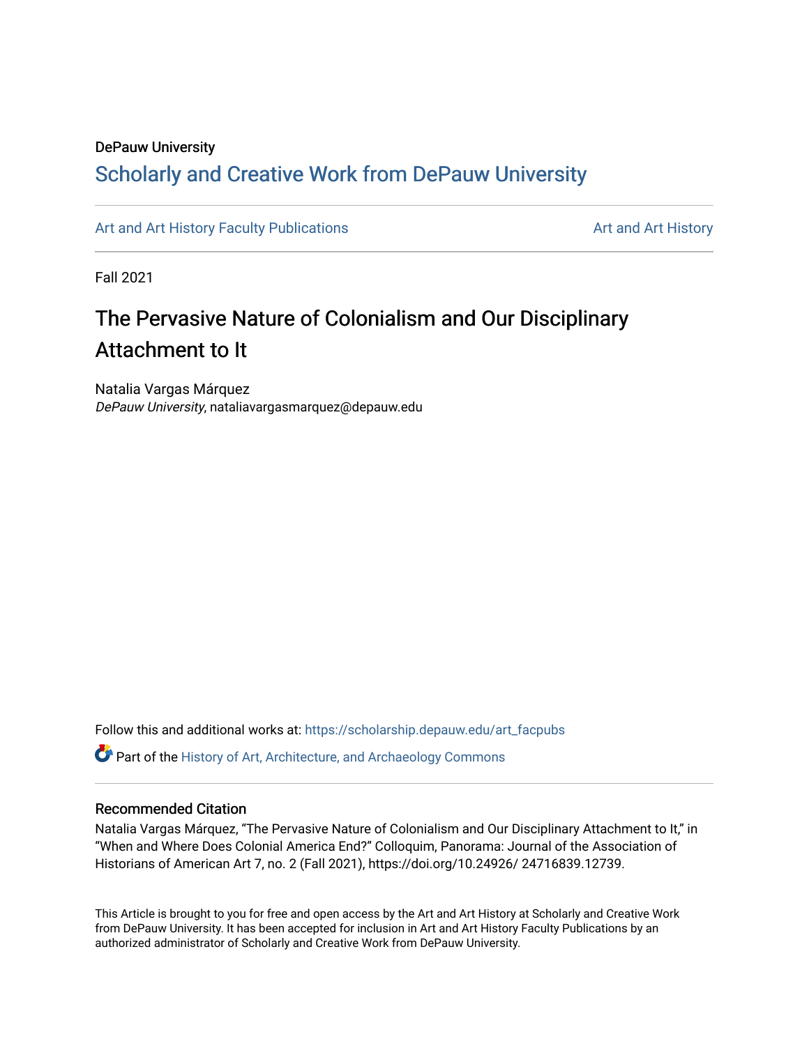DePauw University

## Scholarly and Creative Work from DePauw University

Art and Art History Faculty Publications

Art and Art History

Fall 2021

# The Pervasive Nature of Colonialism and Our Disciplinary Attachment to It

Natalia Vargas Márquez
*DePauw University*, nataliavargasmarquez@depauw.edu

Follow this and additional works at: https://scholarship.depauw.edu/art_facpubs

Part of the History of Art, Architecture, and Archaeology Commons

### Recommended Citation

Natalia Vargas Márquez, "The Pervasive Nature of Colonialism and Our Disciplinary Attachment to It," in "When and Where Does Colonial America End?" Colloquim, Panorama: Journal of the Association of Historians of American Art 7, no. 2 (Fall 2021), https://doi.org/10.24926/ 24716839.12739.

This Article is brought to you for free and open access by the Art and Art History at Scholarly and Creative Work from DePauw University. It has been accepted for inclusion in Art and Art History Faculty Publications by an authorized administrator of Scholarly and Creative Work from DePauw University.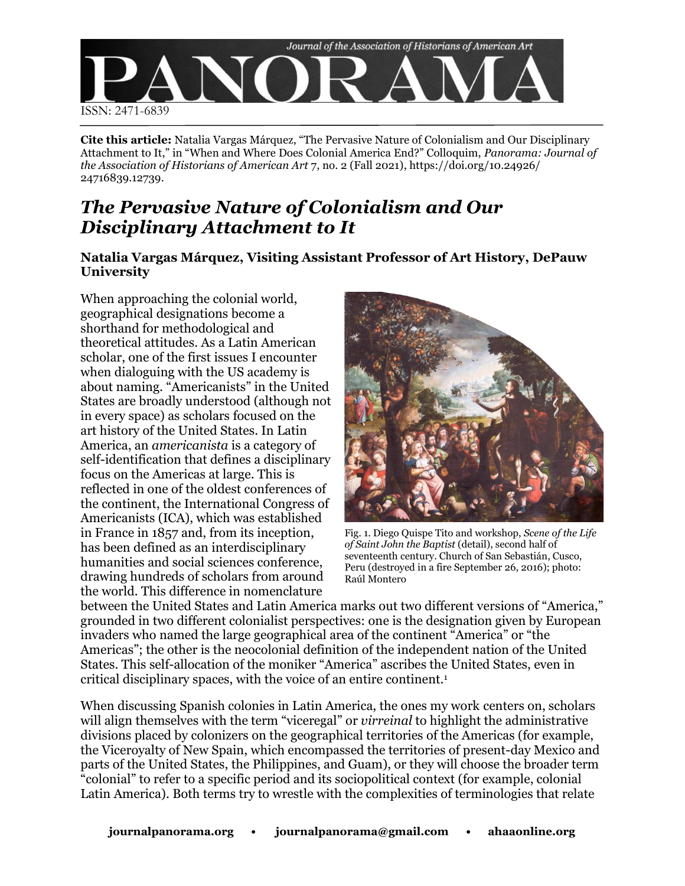**Cite this article:** Natalia Vargas Márquez, "The Pervasive Nature of Colonialism and Our Disciplinary Attachment to It," in "When and Where Does Colonial America End?" Colloquim, *Panorama: Journal of the Association of Historians of American Art* 7, no. 2 (Fall 2021), https://doi.org/10.24926/24716839.12739.

# *The Pervasive Nature of Colonialism and Our Disciplinary Attachment to It*

**Natalia Vargas Márquez, Visiting Assistant Professor of Art History, DePauw University**

When approaching the colonial world, geographical designations become a shorthand for methodological and theoretical attitudes. As a Latin American scholar, one of the first issues I encounter when dialoguing with the US academy is about naming. "Americanists" in the United States are broadly understood (although not in every space) as scholars focused on the art history of the United States. In Latin America, an *americanista* is a category of self-identification that defines a disciplinary focus on the Americas at large. This is reflected in one of the oldest conferences of the continent, the International Congress of Americanists (ICA), which was established in France in 1857 and, from its inception, has been defined as an interdisciplinary humanities and social sciences conference, drawing hundreds of scholars from around the world. This difference in nomenclature between the United States and Latin America marks out two different versions of "America," grounded in two different colonialist perspectives: one is the designation given by European invaders who named the large geographical area of the continent "America" or "the Americas"; the other is the neocolonial definition of the independent nation of the United States. This self-allocation of the moniker "America" ascribes the United States, even in critical disciplinary spaces, with the voice of an entire continent.[1]

Fig. 1. Diego Quispe Tito and workshop, *Scene of the Life of Saint John the Baptist* (detail), second half of seventeenth century. Church of San Sebastián, Cusco, Peru (destroyed in a fire September 26, 2016); photo: Raúl Montero

When discussing Spanish colonies in Latin America, the ones my work centers on, scholars will align themselves with the term "viceregal" or *virreinal* to highlight the administrative divisions placed by colonizers on the geographical territories of the Americas (for example, the Viceroyalty of New Spain, which encompassed the territories of present-day Mexico and parts of the United States, the Philippines, and Guam), or they will choose the broader term "colonial" to refer to a specific period and its sociopolitical context (for example, colonial Latin America). Both terms try to wrestle with the complexities of terminologies that relate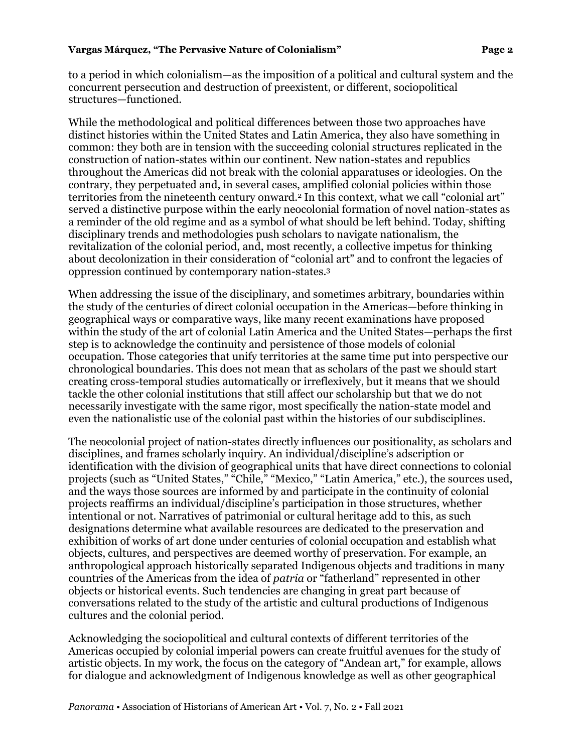to a period in which colonialism—as the imposition of a political and cultural system and the concurrent persecution and destruction of preexistent, or different, sociopolitical structures—functioned.

While the methodological and political differences between those two approaches have distinct histories within the United States and Latin America, they also have something in common: they both are in tension with the succeeding colonial structures replicated in the construction of nation-states within our continent. New nation-states and republics throughout the Americas did not break with the colonial apparatuses or ideologies. On the contrary, they perpetuated and, in several cases, amplified colonial policies within those territories from the nineteenth century onward.[2] In this context, what we call "colonial art" served a distinctive purpose within the early neocolonial formation of novel nation-states as a reminder of the old regime and as a symbol of what should be left behind. Today, shifting disciplinary trends and methodologies push scholars to navigate nationalism, the revitalization of the colonial period, and, most recently, a collective impetus for thinking about decolonization in their consideration of "colonial art" and to confront the legacies of oppression continued by contemporary nation-states.[3]

When addressing the issue of the disciplinary, and sometimes arbitrary, boundaries within the study of the centuries of direct colonial occupation in the Americas—before thinking in geographical ways or comparative ways, like many recent examinations have proposed within the study of the art of colonial Latin America and the United States—perhaps the first step is to acknowledge the continuity and persistence of those models of colonial occupation. Those categories that unify territories at the same time put into perspective our chronological boundaries. This does not mean that as scholars of the past we should start creating cross-temporal studies automatically or irreflexively, but it means that we should tackle the other colonial institutions that still affect our scholarship but that we do not necessarily investigate with the same rigor, most specifically the nation-state model and even the nationalistic use of the colonial past within the histories of our subdisciplines.

The neocolonial project of nation-states directly influences our positionality, as scholars and disciplines, and frames scholarly inquiry. An individual/discipline's adscription or identification with the division of geographical units that have direct connections to colonial projects (such as "United States," "Chile," "Mexico," "Latin America," etc.), the sources used, and the ways those sources are informed by and participate in the continuity of colonial projects reaffirms an individual/discipline's participation in those structures, whether intentional or not. Narratives of patrimonial or cultural heritage add to this, as such designations determine what available resources are dedicated to the preservation and exhibition of works of art done under centuries of colonial occupation and establish what objects, cultures, and perspectives are deemed worthy of preservation. For example, an anthropological approach historically separated Indigenous objects and traditions in many countries of the Americas from the idea of *patria* or "fatherland" represented in other objects or historical events. Such tendencies are changing in great part because of conversations related to the study of the artistic and cultural productions of Indigenous cultures and the colonial period.

Acknowledging the sociopolitical and cultural contexts of different territories of the Americas occupied by colonial imperial powers can create fruitful avenues for the study of artistic objects. In my work, the focus on the category of "Andean art," for example, allows for dialogue and acknowledgment of Indigenous knowledge as well as other geographical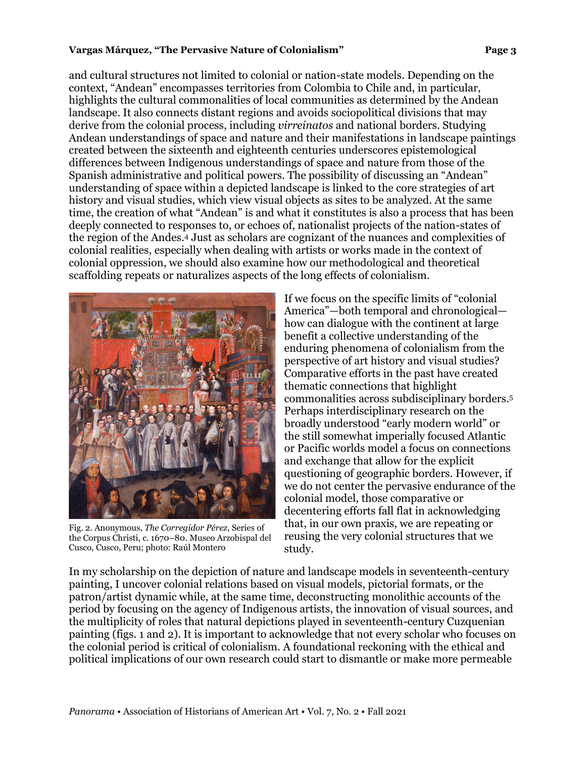and cultural structures not limited to colonial or nation-state models. Depending on the context, "Andean" encompasses territories from Colombia to Chile and, in particular, highlights the cultural commonalities of local communities as determined by the Andean landscape. It also connects distant regions and avoids sociopolitical divisions that may derive from the colonial process, including *virreinatos* and national borders. Studying Andean understandings of space and nature and their manifestations in landscape paintings created between the sixteenth and eighteenth centuries underscores epistemological differences between Indigenous understandings of space and nature from those of the Spanish administrative and political powers. The possibility of discussing an "Andean" understanding of space within a depicted landscape is linked to the core strategies of art history and visual studies, which view visual objects as sites to be analyzed. At the same time, the creation of what "Andean" is and what it constitutes is also a process that has been deeply connected to responses to, or echoes of, nationalist projects of the nation-states of the region of the Andes.[4] Just as scholars are cognizant of the nuances and complexities of colonial realities, especially when dealing with artists or works made in the context of colonial oppression, we should also examine how our methodological and theoretical scaffolding repeats or naturalizes aspects of the long effects of colonialism.

Fig. 2. Anonymous, *The Corregidor Pérez*, Series of the Corpus Christi, c. 1670–80. Museo Arzobispal del Cusco, Cusco, Peru; photo: Raúl Montero

If we focus on the specific limits of "colonial America"—both temporal and chronological—how can dialogue with the continent at large benefit a collective understanding of the enduring phenomena of colonialism from the perspective of art history and visual studies? Comparative efforts in the past have created thematic connections that highlight commonalities across subdisciplinary borders.[5] Perhaps interdisciplinary research on the broadly understood "early modern world" or the still somewhat imperially focused Atlantic or Pacific worlds model a focus on connections and exchange that allow for the explicit questioning of geographic borders. However, if we do not center the pervasive endurance of the colonial model, those comparative or decentering efforts fall flat in acknowledging that, in our own praxis, we are repeating or reusing the very colonial structures that we study.

In my scholarship on the depiction of nature and landscape models in seventeenth-century painting, I uncover colonial relations based on visual models, pictorial formats, or the patron/artist dynamic while, at the same time, deconstructing monolithic accounts of the period by focusing on the agency of Indigenous artists, the innovation of visual sources, and the multiplicity of roles that natural depictions played in seventeenth-century Cuzquenian painting (figs. 1 and 2). It is important to acknowledge that not every scholar who focuses on the colonial period is critical of colonialism. A foundational reckoning with the ethical and political implications of our own research could start to dismantle or make more permeable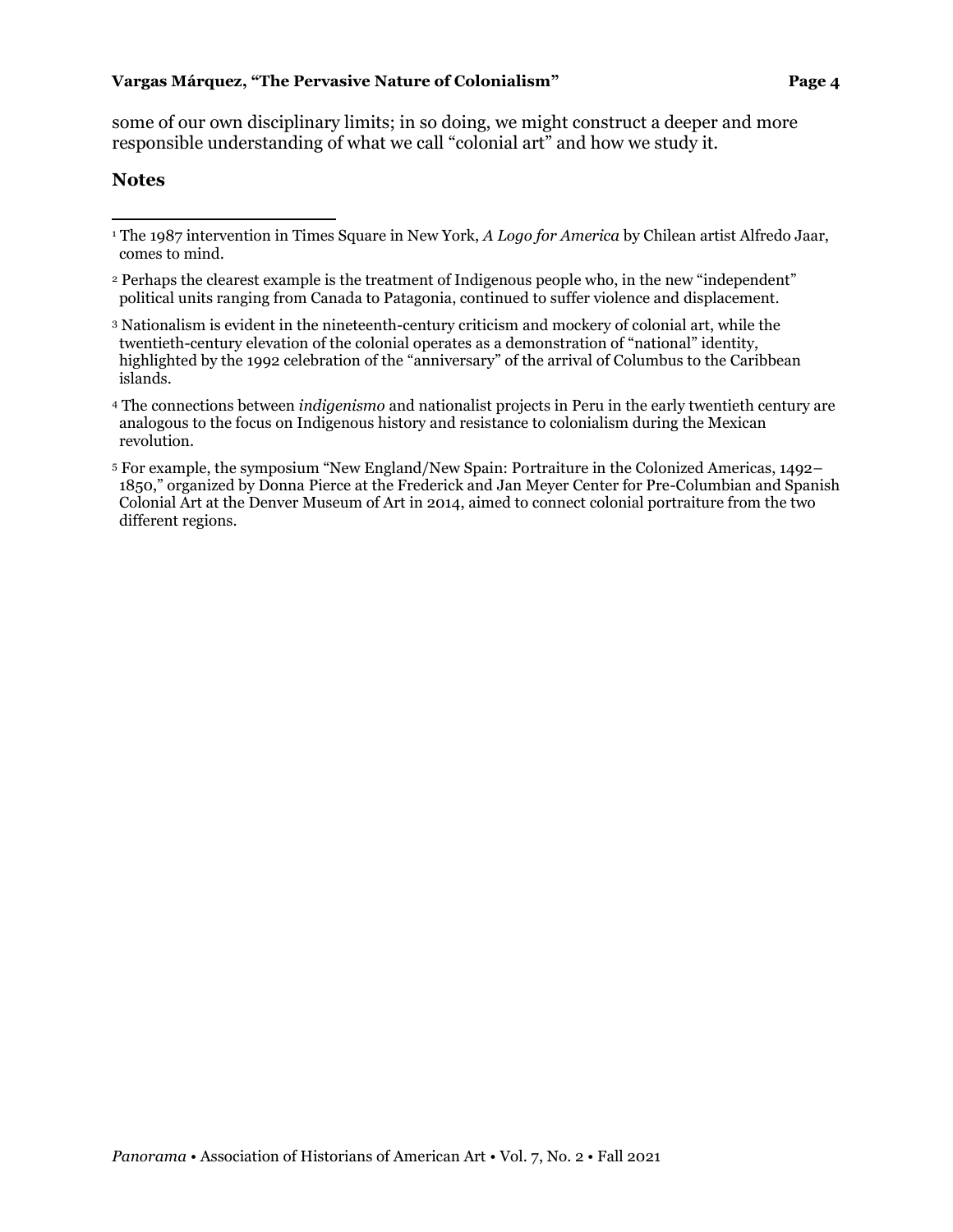some of our own disciplinary limits; in so doing, we might construct a deeper and more responsible understanding of what we call "colonial art" and how we study it.

## Notes

[1] The 1987 intervention in Times Square in New York, *A Logo for America* by Chilean artist Alfredo Jaar, comes to mind.

[2] Perhaps the clearest example is the treatment of Indigenous people who, in the new "independent" political units ranging from Canada to Patagonia, continued to suffer violence and displacement.

[3] Nationalism is evident in the nineteenth-century criticism and mockery of colonial art, while the twentieth-century elevation of the colonial operates as a demonstration of "national" identity, highlighted by the 1992 celebration of the "anniversary" of the arrival of Columbus to the Caribbean islands.

[4] The connections between *indigenismo* and nationalist projects in Peru in the early twentieth century are analogous to the focus on Indigenous history and resistance to colonialism during the Mexican revolution.

[5] For example, the symposium "New England/New Spain: Portraiture in the Colonized Americas, 1492–1850," organized by Donna Pierce at the Frederick and Jan Meyer Center for Pre-Columbian and Spanish Colonial Art at the Denver Museum of Art in 2014, aimed to connect colonial portraiture from the two different regions.